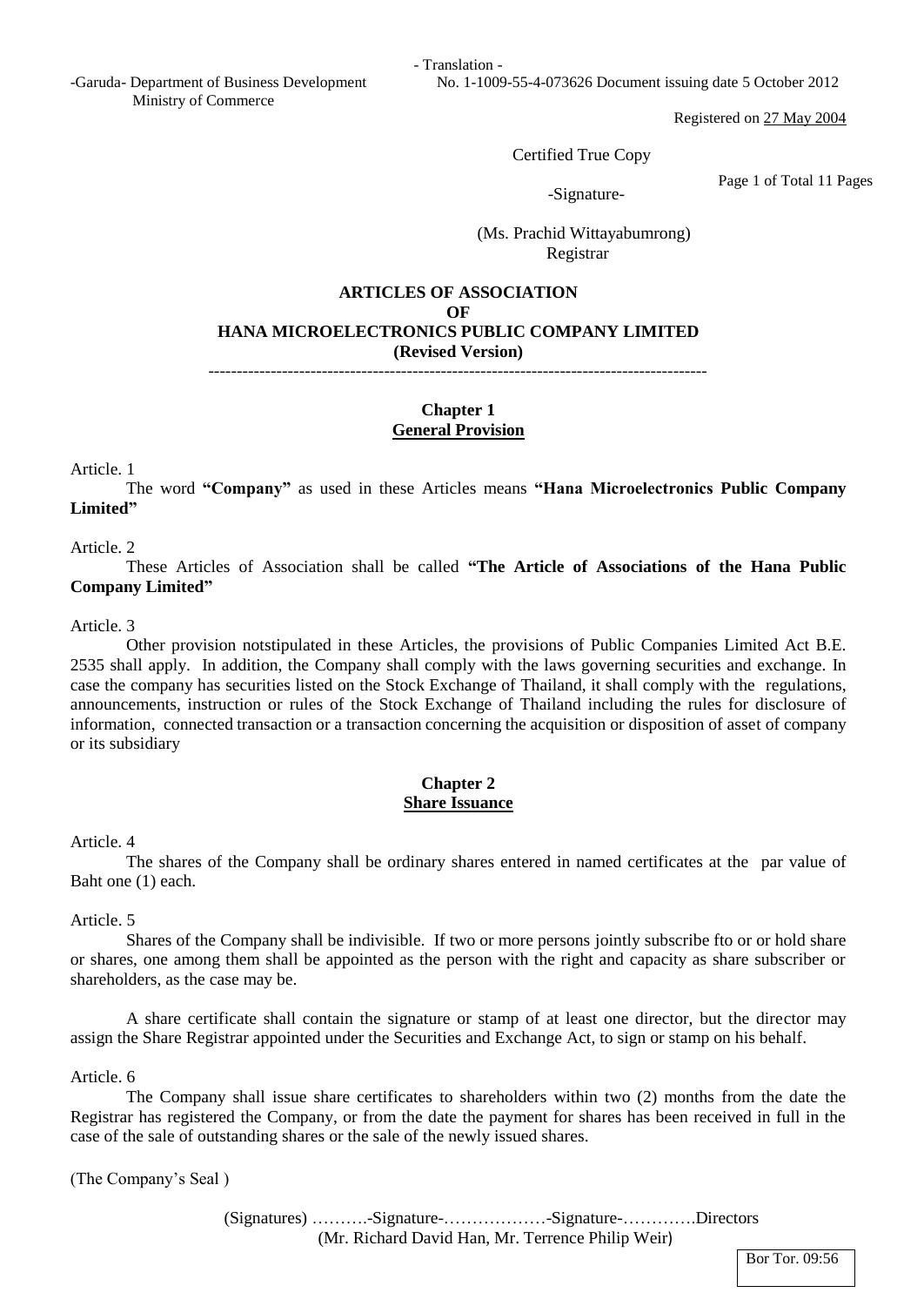- Translation -

-Garuda- Department of Business Development
Ministry of Commerce

No. 1-1009-55-4-073626 Document issuing date 5 October 2012

Registered on 27 May 2004

Certified True Copy

-Signature-

(Ms. Prachid Wittayabumrong)
Registrar

# ARTICLES OF ASSOCIATION OF HANA MICROELECTRONICS PUBLIC COMPANY LIMITED (Revised Version)

---

## Chapter 1
## General Provision

Article. 1

The word **"Company"** as used in these Articles means **"Hana Microelectronics Public Company Limited"**

Article. 2

These Articles of Association shall be called **"The Article of Associations of the Hana Public Company Limited"**

Article. 3

Other provision notstipulated in these Articles, the provisions of Public Companies Limited Act B.E. 2535 shall apply. In addition, the Company shall comply with the laws governing securities and exchange. In case the company has securities listed on the Stock Exchange of Thailand, it shall comply with the regulations, announcements, instruction or rules of the Stock Exchange of Thailand including the rules for disclosure of information, connected transaction or a transaction concerning the acquisition or disposition of asset of company or its subsidiary

## Chapter 2
## Share Issuance

Article. 4

The shares of the Company shall be ordinary shares entered in named certificates at the par value of Baht one (1) each.

Article. 5

Shares of the Company shall be indivisible. If two or more persons jointly subscribe fto or or hold share or shares, one among them shall be appointed as the person with the right and capacity as share subscriber or shareholders, as the case may be.

A share certificate shall contain the signature or stamp of at least one director, but the director may assign the Share Registrar appointed under the Securities and Exchange Act, to sign or stamp on his behalf.

Article. 6

The Company shall issue share certificates to shareholders within two (2) months from the date the Registrar has registered the Company, or from the date the payment for shares has been received in full in the case of the sale of outstanding shares or the sale of the newly issued shares.

(The Company's Seal )

(Signatures) ……….-Signature-………………-Signature-………….Directors
(Mr. Richard David Han, Mr. Terrence Philip Weir)

Bor Tor. 09:56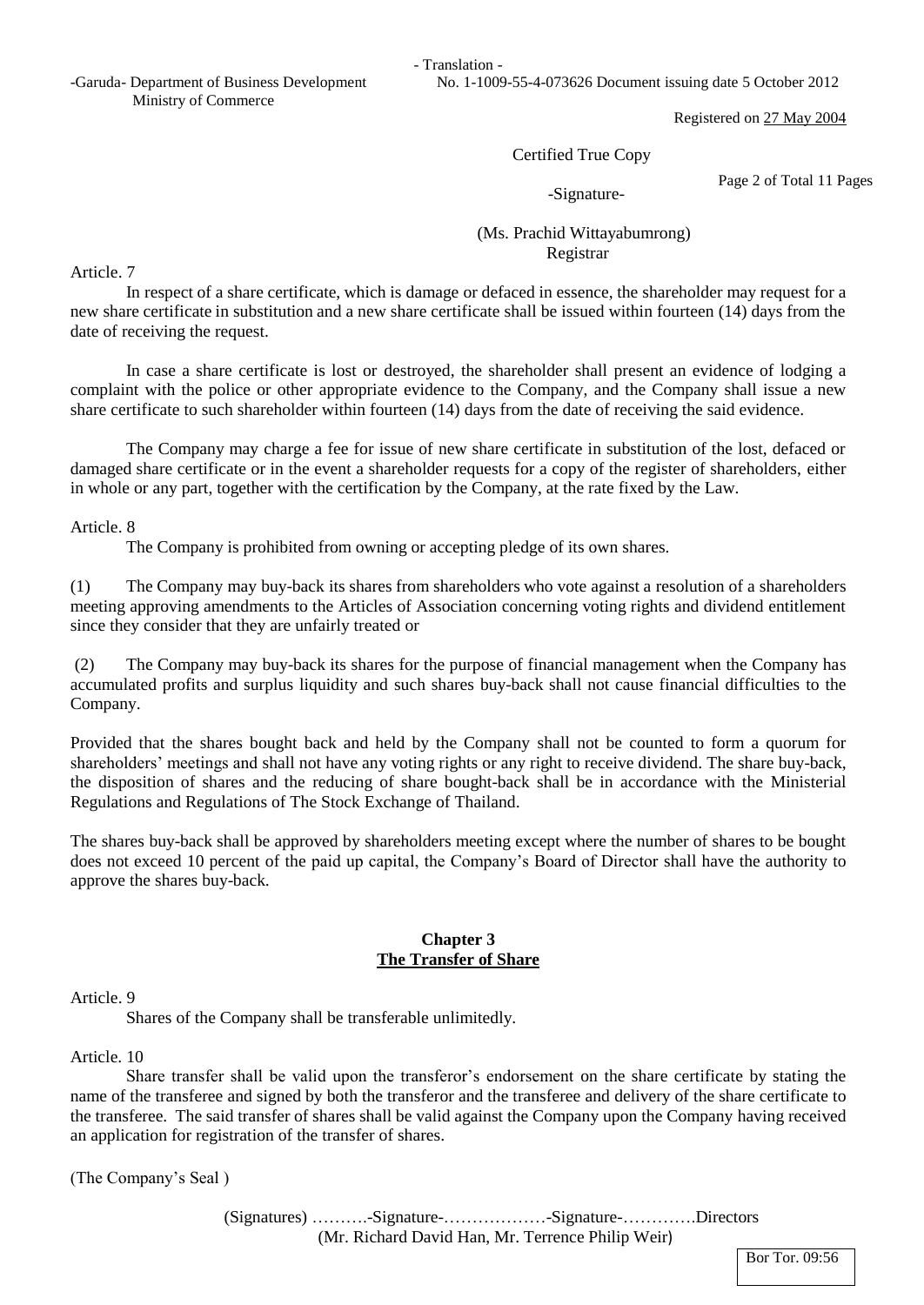Article. 7

In respect of a share certificate, which is damage or defaced in essence, the shareholder may request for a new share certificate in substitution and a new share certificate shall be issued within fourteen (14) days from the date of receiving the request.

In case a share certificate is lost or destroyed, the shareholder shall present an evidence of lodging a complaint with the police or other appropriate evidence to the Company, and the Company shall issue a new share certificate to such shareholder within fourteen (14) days from the date of receiving the said evidence.

The Company may charge a fee for issue of new share certificate in substitution of the lost, defaced or damaged share certificate or in the event a shareholder requests for a copy of the register of shareholders, either in whole or any part, together with the certification by the Company, at the rate fixed by the Law.

Article. 8

The Company is prohibited from owning or accepting pledge of its own shares.

(1) The Company may buy-back its shares from shareholders who vote against a resolution of a shareholders meeting approving amendments to the Articles of Association concerning voting rights and dividend entitlement since they consider that they are unfairly treated or

(2) The Company may buy-back its shares for the purpose of financial management when the Company has accumulated profits and surplus liquidity and such shares buy-back shall not cause financial difficulties to the Company.

Provided that the shares bought back and held by the Company shall not be counted to form a quorum for shareholders' meetings and shall not have any voting rights or any right to receive dividend. The share buy-back, the disposition of shares and the reducing of share bought-back shall be in accordance with the Ministerial Regulations and Regulations of The Stock Exchange of Thailand.

The shares buy-back shall be approved by shareholders meeting except where the number of shares to be bought does not exceed 10 percent of the paid up capital, the Company's Board of Director shall have the authority to approve the shares buy-back.

## Chapter 3
## The Transfer of Share

Article. 9

Shares of the Company shall be transferable unlimitedly.

Article. 10

Share transfer shall be valid upon the transferor's endorsement on the share certificate by stating the name of the transferee and signed by both the transferor and the transferee and delivery of the share certificate to the transferee. The said transfer of shares shall be valid against the Company upon the Company having received an application for registration of the transfer of shares.

(The Company's Seal )

(Signatures) ……….-Signature-………………-Signature-………….Directors
(Mr. Richard David Han, Mr. Terrence Philip Weir)

Bor Tor. 09:56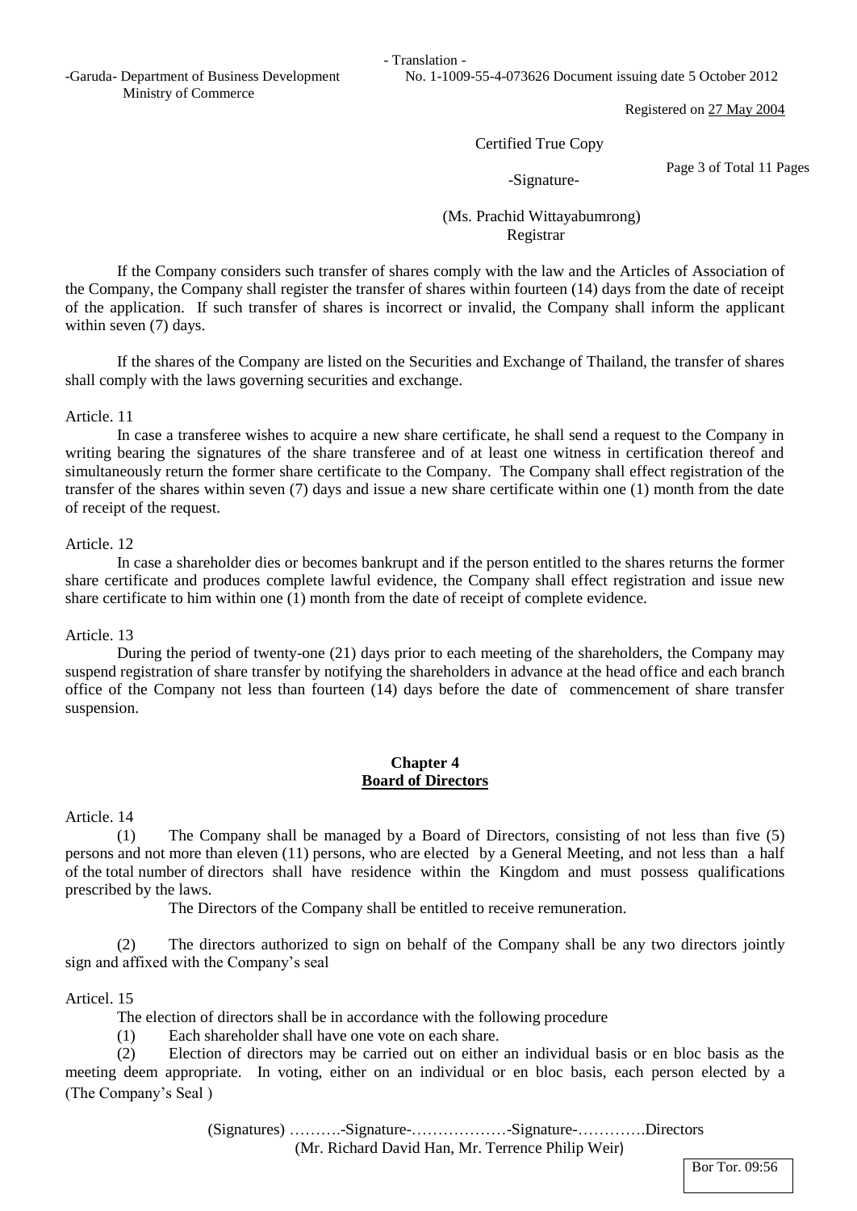If the Company considers such transfer of shares comply with the law and the Articles of Association of the Company, the Company shall register the transfer of shares within fourteen (14) days from the date of receipt of the application. If such transfer of shares is incorrect or invalid, the Company shall inform the applicant within seven (7) days.

If the shares of the Company are listed on the Securities and Exchange of Thailand, the transfer of shares shall comply with the laws governing securities and exchange.

Article. 11

In case a transferee wishes to acquire a new share certificate, he shall send a request to the Company in writing bearing the signatures of the share transferee and of at least one witness in certification thereof and simultaneously return the former share certificate to the Company. The Company shall effect registration of the transfer of the shares within seven (7) days and issue a new share certificate within one (1) month from the date of receipt of the request.

Article. 12

In case a shareholder dies or becomes bankrupt and if the person entitled to the shares returns the former share certificate and produces complete lawful evidence, the Company shall effect registration and issue new share certificate to him within one (1) month from the date of receipt of complete evidence.

Article. 13

During the period of twenty-one (21) days prior to each meeting of the shareholders, the Company may suspend registration of share transfer by notifying the shareholders in advance at the head office and each branch office of the Company not less than fourteen (14) days before the date of commencement of share transfer suspension.

## Chapter 4
## Board of Directors

Article. 14

(1) The Company shall be managed by a Board of Directors, consisting of not less than five (5) persons and not more than eleven (11) persons, who are elected by a General Meeting, and not less than a half of the total number of directors shall have residence within the Kingdom and must possess qualifications prescribed by the laws.

The Directors of the Company shall be entitled to receive remuneration.

(2) The directors authorized to sign on behalf of the Company shall be any two directors jointly sign and affixed with the Company's seal

Articel. 15

The election of directors shall be in accordance with the following procedure

(1) Each shareholder shall have one vote on each share.

(2) Election of directors may be carried out on either an individual basis or en bloc basis as the meeting deem appropriate. In voting, either on an individual or en bloc basis, each person elected by a

(The Company's Seal )

(Signatures) ……….-Signature-………………-Signature-………….Directors
(Mr. Richard David Han, Mr. Terrence Philip Weir)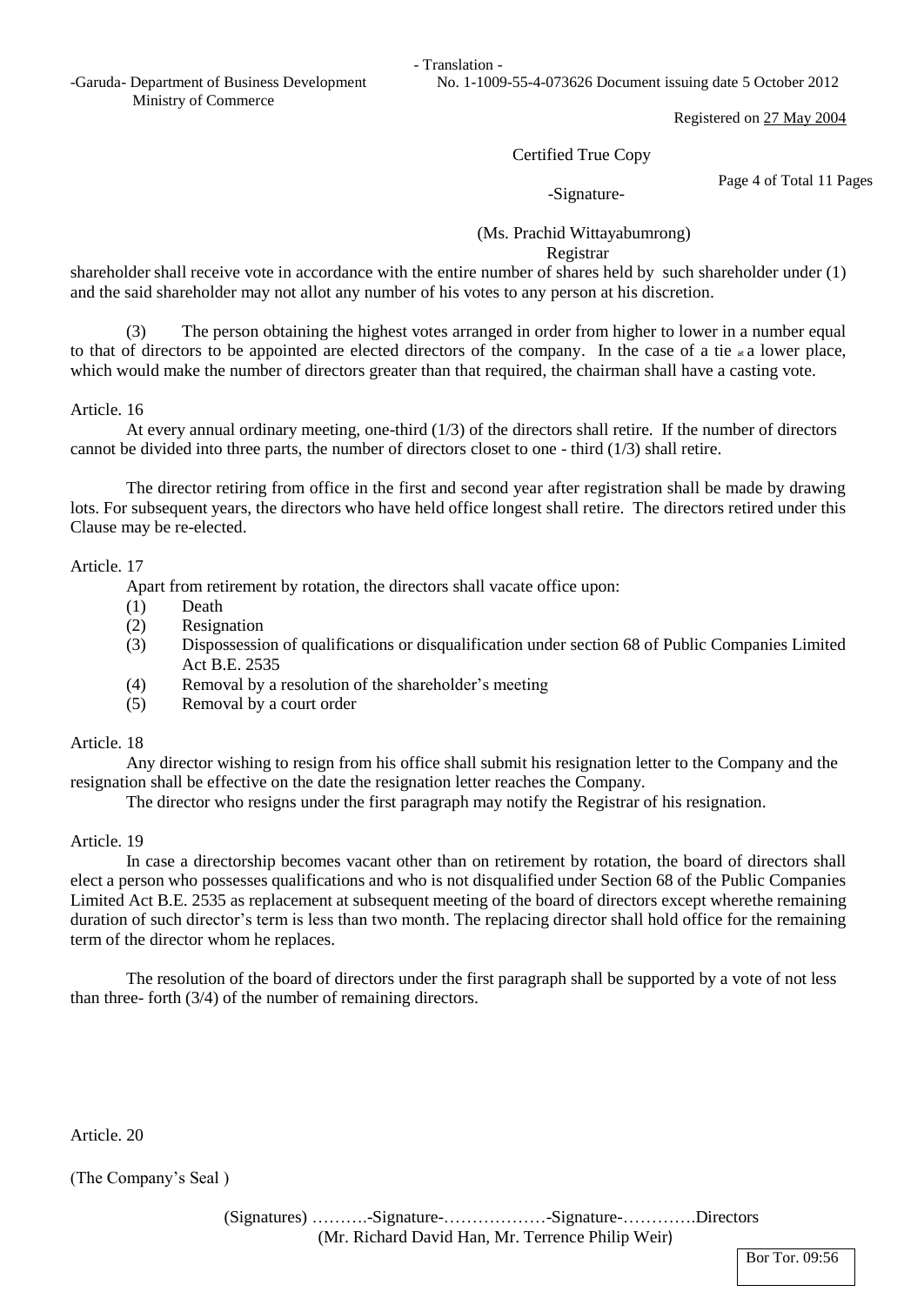- Translation -

-Garuda- Department of Business Development
Ministry of Commerce

No. 1-1009-55-4-073626 Document issuing date 5 October 2012

Registered on 27 May 2004

Certified True Copy

-Signature-

(Ms. Prachid Wittayabumrong)
Registrar

shareholder shall receive vote in accordance with the entire number of shares held by such shareholder under (1) and the said shareholder may not allot any number of his votes to any person at his discretion.

(3) The person obtaining the highest votes arranged in order from higher to lower in a number equal to that of directors to be appointed are elected directors of the company. In the case of a tie at a lower place, which would make the number of directors greater than that required, the chairman shall have a casting vote.

Article. 16

At every annual ordinary meeting, one-third (1/3) of the directors shall retire. If the number of directors cannot be divided into three parts, the number of directors closet to one - third (1/3) shall retire.

The director retiring from office in the first and second year after registration shall be made by drawing lots. For subsequent years, the directors who have held office longest shall retire. The directors retired under this Clause may be re-elected.

Article. 17

Apart from retirement by rotation, the directors shall vacate office upon:

(1) Death
(2) Resignation
(3) Dispossession of qualifications or disqualification under section 68 of Public Companies Limited Act B.E. 2535
(4) Removal by a resolution of the shareholder's meeting
(5) Removal by a court order

Article. 18

Any director wishing to resign from his office shall submit his resignation letter to the Company and the resignation shall be effective on the date the resignation letter reaches the Company.

The director who resigns under the first paragraph may notify the Registrar of his resignation.

Article. 19

In case a directorship becomes vacant other than on retirement by rotation, the board of directors shall elect a person who possesses qualifications and who is not disqualified under Section 68 of the Public Companies Limited Act B.E. 2535 as replacement at subsequent meeting of the board of directors except wherethe remaining duration of such director's term is less than two month. The replacing director shall hold office for the remaining term of the director whom he replaces.

The resolution of the board of directors under the first paragraph shall be supported by a vote of not less than three- forth (3/4) of the number of remaining directors.

Article. 20

(The Company's Seal )

(Signatures) ……….-Signature-………………-Signature-………….Directors
(Mr. Richard David Han, Mr. Terrence Philip Weir)

Bor Tor. 09:56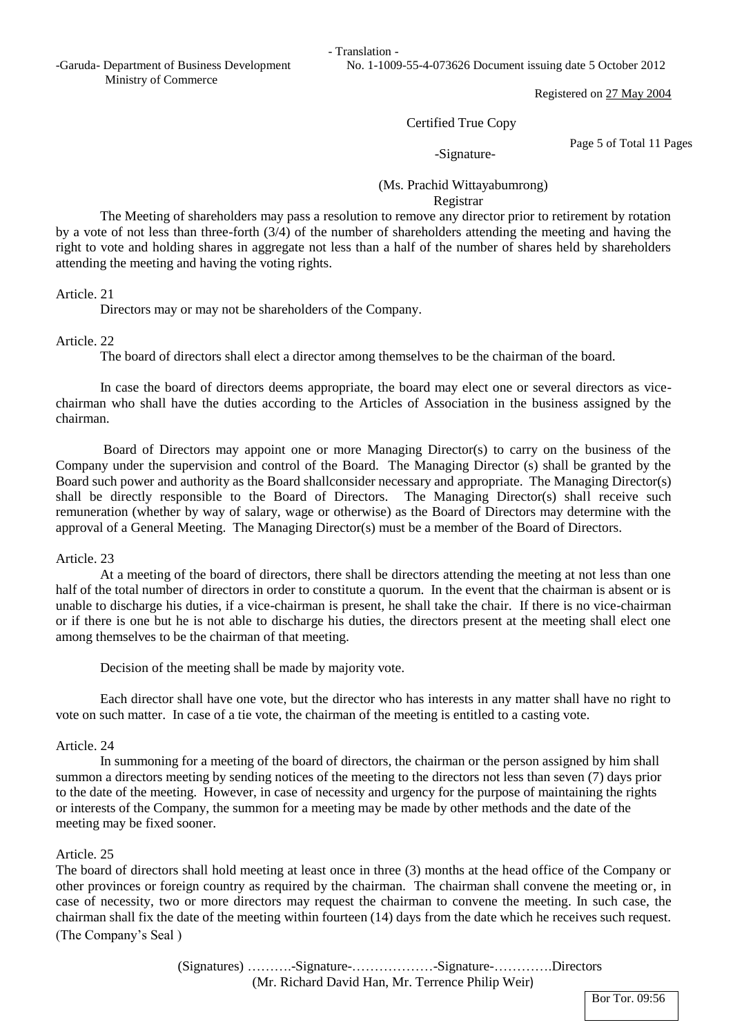The Meeting of shareholders may pass a resolution to remove any director prior to retirement by rotation by a vote of not less than three-forth (3/4) of the number of shareholders attending the meeting and having the right to vote and holding shares in aggregate not less than a half of the number of shares held by shareholders attending the meeting and having the voting rights.

Article. 21

Directors may or may not be shareholders of the Company.

Article. 22

The board of directors shall elect a director among themselves to be the chairman of the board.

In case the board of directors deems appropriate, the board may elect one or several directors as vice-chairman who shall have the duties according to the Articles of Association in the business assigned by the chairman.

Board of Directors may appoint one or more Managing Director(s) to carry on the business of the Company under the supervision and control of the Board. The Managing Director (s) shall be granted by the Board such power and authority as the Board shallconsider necessary and appropriate. The Managing Director(s) shall be directly responsible to the Board of Directors. The Managing Director(s) shall receive such remuneration (whether by way of salary, wage or otherwise) as the Board of Directors may determine with the approval of a General Meeting. The Managing Director(s) must be a member of the Board of Directors.

Article. 23

At a meeting of the board of directors, there shall be directors attending the meeting at not less than one half of the total number of directors in order to constitute a quorum. In the event that the chairman is absent or is unable to discharge his duties, if a vice-chairman is present, he shall take the chair. If there is no vice-chairman or if there is one but he is not able to discharge his duties, the directors present at the meeting shall elect one among themselves to be the chairman of that meeting.

Decision of the meeting shall be made by majority vote.

Each director shall have one vote, but the director who has interests in any matter shall have no right to vote on such matter. In case of a tie vote, the chairman of the meeting is entitled to a casting vote.

Article. 24

In summoning for a meeting of the board of directors, the chairman or the person assigned by him shall summon a directors meeting by sending notices of the meeting to the directors not less than seven (7) days prior to the date of the meeting. However, in case of necessity and urgency for the purpose of maintaining the rights or interests of the Company, the summon for a meeting may be made by other methods and the date of the meeting may be fixed sooner.

Article. 25

The board of directors shall hold meeting at least once in three (3) months at the head office of the Company or other provinces or foreign country as required by the chairman. The chairman shall convene the meeting or, in case of necessity, two or more directors may request the chairman to convene the meeting. In such case, the chairman shall fix the date of the meeting within fourteen (14) days from the date which he receives such request.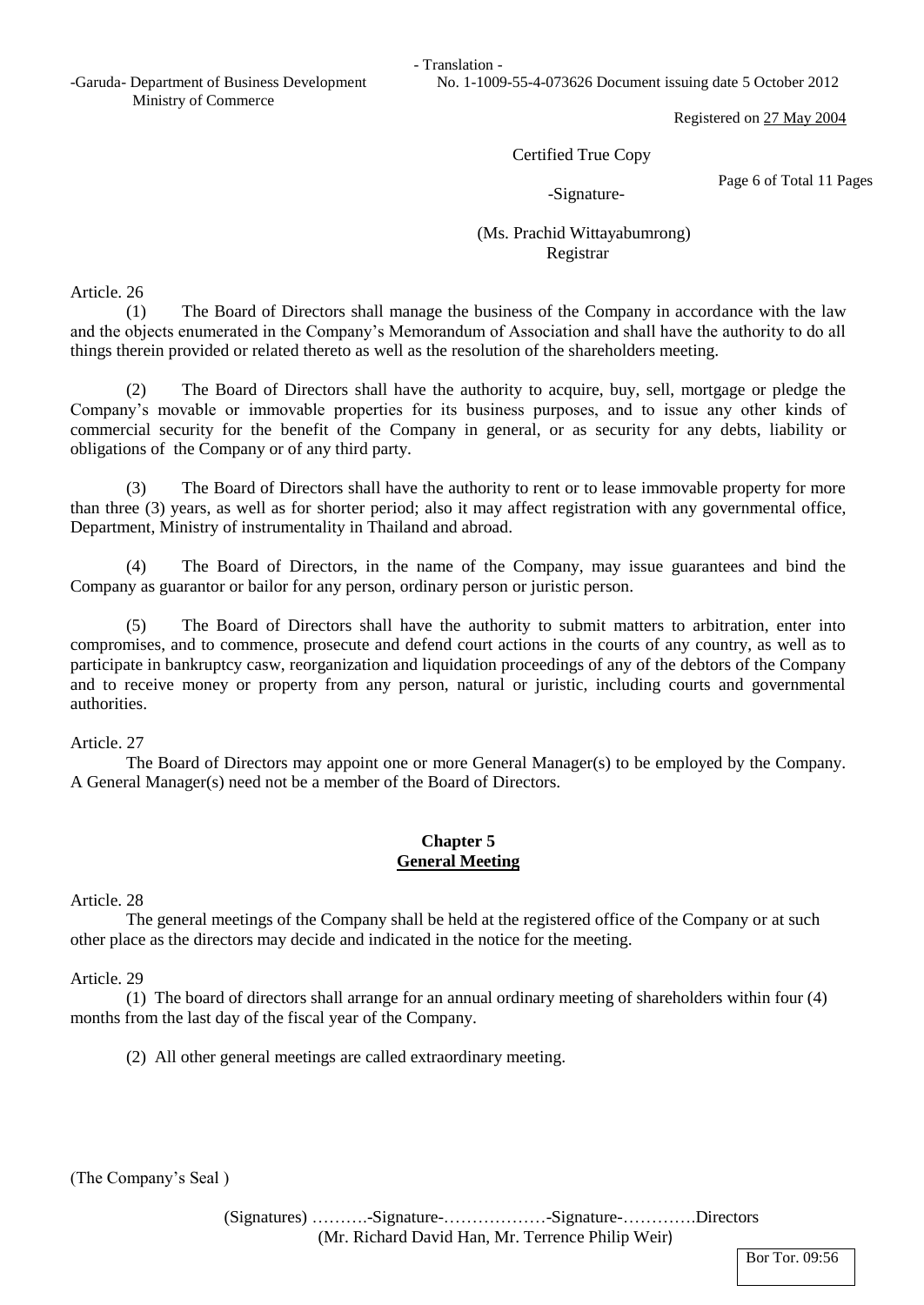- Translation -

-Garuda- Department of Business Development
Ministry of Commerce

No. 1-1009-55-4-073626 Document issuing date 5 October 2012

Registered on 27 May 2004

Certified True Copy

-Signature-

(Ms. Prachid Wittayabumrong)
Registrar

Article. 26

(1) The Board of Directors shall manage the business of the Company in accordance with the law and the objects enumerated in the Company's Memorandum of Association and shall have the authority to do all things therein provided or related thereto as well as the resolution of the shareholders meeting.

(2) The Board of Directors shall have the authority to acquire, buy, sell, mortgage or pledge the Company's movable or immovable properties for its business purposes, and to issue any other kinds of commercial security for the benefit of the Company in general, or as security for any debts, liability or obligations of the Company or of any third party.

(3) The Board of Directors shall have the authority to rent or to lease immovable property for more than three (3) years, as well as for shorter period; also it may affect registration with any governmental office, Department, Ministry of instrumentality in Thailand and abroad.

(4) The Board of Directors, in the name of the Company, may issue guarantees and bind the Company as guarantor or bailor for any person, ordinary person or juristic person.

(5) The Board of Directors shall have the authority to submit matters to arbitration, enter into compromises, and to commence, prosecute and defend court actions in the courts of any country, as well as to participate in bankruptcy casw, reorganization and liquidation proceedings of any of the debtors of the Company and to receive money or property from any person, natural or juristic, including courts and governmental authorities.

Article. 27

The Board of Directors may appoint one or more General Manager(s) to be employed by the Company. A General Manager(s) need not be a member of the Board of Directors.

## Chapter 5
## General Meeting

Article. 28

The general meetings of the Company shall be held at the registered office of the Company or at such other place as the directors may decide and indicated in the notice for the meeting.

Article. 29

(1) The board of directors shall arrange for an annual ordinary meeting of shareholders within four (4) months from the last day of the fiscal year of the Company.

(2) All other general meetings are called extraordinary meeting.

(The Company's Seal )

(Signatures) ……….-Signature-………………-Signature-………….Directors
(Mr. Richard David Han, Mr. Terrence Philip Weir)

Bor Tor. 09:56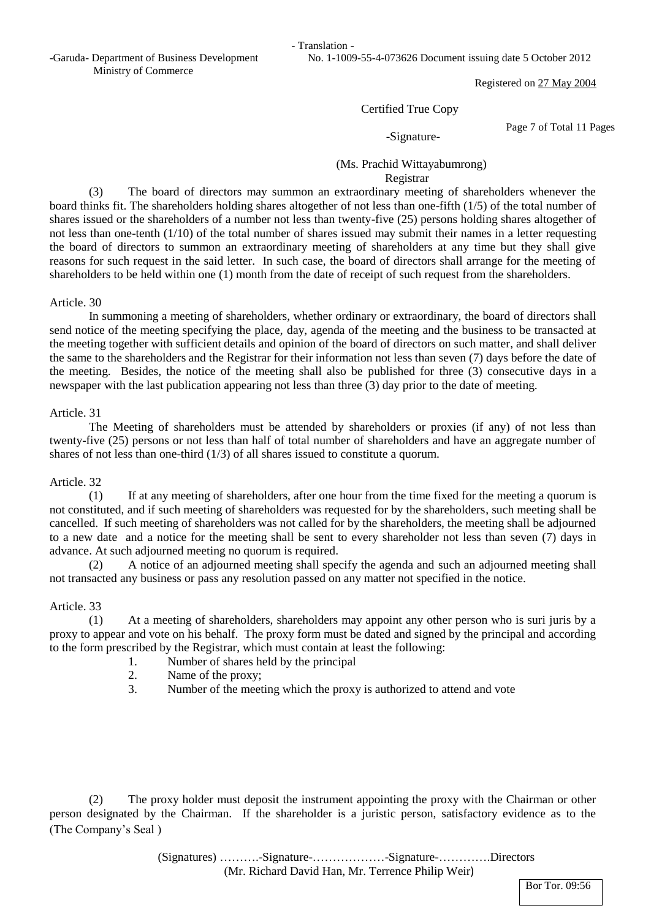(3) The board of directors may summon an extraordinary meeting of shareholders whenever the board thinks fit. The shareholders holding shares altogether of not less than one-fifth (1/5) of the total number of shares issued or the shareholders of a number not less than twenty-five (25) persons holding shares altogether of not less than one-tenth (1/10) of the total number of shares issued may submit their names in a letter requesting the board of directors to summon an extraordinary meeting of shareholders at any time but they shall give reasons for such request in the said letter. In such case, the board of directors shall arrange for the meeting of shareholders to be held within one (1) month from the date of receipt of such request from the shareholders.

Article. 30

In summoning a meeting of shareholders, whether ordinary or extraordinary, the board of directors shall send notice of the meeting specifying the place, day, agenda of the meeting and the business to be transacted at the meeting together with sufficient details and opinion of the board of directors on such matter, and shall deliver the same to the shareholders and the Registrar for their information not less than seven (7) days before the date of the meeting. Besides, the notice of the meeting shall also be published for three (3) consecutive days in a newspaper with the last publication appearing not less than three (3) day prior to the date of meeting.

Article. 31

The Meeting of shareholders must be attended by shareholders or proxies (if any) of not less than twenty-five (25) persons or not less than half of total number of shareholders and have an aggregate number of shares of not less than one-third (1/3) of all shares issued to constitute a quorum.

Article. 32

(1) If at any meeting of shareholders, after one hour from the time fixed for the meeting a quorum is not constituted, and if such meeting of shareholders was requested for by the shareholders, such meeting shall be cancelled. If such meeting of shareholders was not called for by the shareholders, the meeting shall be adjourned to a new date and a notice for the meeting shall be sent to every shareholder not less than seven (7) days in advance. At such adjourned meeting no quorum is required.

(2) A notice of an adjourned meeting shall specify the agenda and such an adjourned meeting shall not transacted any business or pass any resolution passed on any matter not specified in the notice.

Article. 33

(1) At a meeting of shareholders, shareholders may appoint any other person who is suri juris by a proxy to appear and vote on his behalf. The proxy form must be dated and signed by the principal and according to the form prescribed by the Registrar, which must contain at least the following:

1. Number of shares held by the principal
2. Name of the proxy;
3. Number of the meeting which the proxy is authorized to attend and vote

(2) The proxy holder must deposit the instrument appointing the proxy with the Chairman or other person designated by the Chairman. If the shareholder is a juristic person, satisfactory evidence as to the

(The Company's Seal )

(Signatures) ……….-Signature-………………-Signature-………….Directors
(Mr. Richard David Han, Mr. Terrence Philip Weir)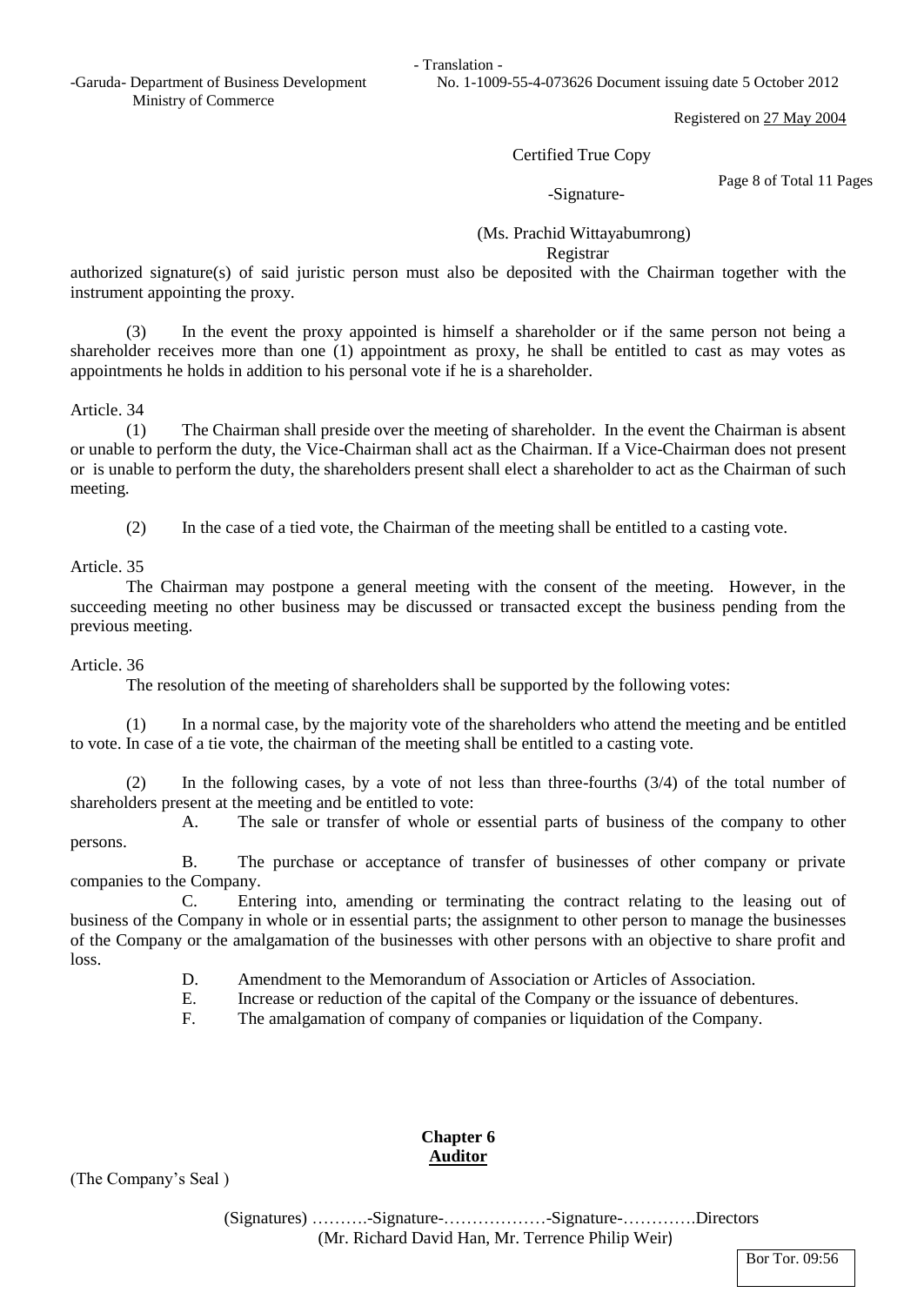authorized signature(s) of said juristic person must also be deposited with the Chairman together with the instrument appointing the proxy.

(3) In the event the proxy appointed is himself a shareholder or if the same person not being a shareholder receives more than one (1) appointment as proxy, he shall be entitled to cast as may votes as appointments he holds in addition to his personal vote if he is a shareholder.

Article. 34

(1) The Chairman shall preside over the meeting of shareholder. In the event the Chairman is absent or unable to perform the duty, the Vice-Chairman shall act as the Chairman. If a Vice-Chairman does not present or is unable to perform the duty, the shareholders present shall elect a shareholder to act as the Chairman of such meeting.

(2) In the case of a tied vote, the Chairman of the meeting shall be entitled to a casting vote.

Article. 35

The Chairman may postpone a general meeting with the consent of the meeting. However, in the succeeding meeting no other business may be discussed or transacted except the business pending from the previous meeting.

Article. 36

The resolution of the meeting of shareholders shall be supported by the following votes:

(1) In a normal case, by the majority vote of the shareholders who attend the meeting and be entitled to vote. In case of a tie vote, the chairman of the meeting shall be entitled to a casting vote.

(2) In the following cases, by a vote of not less than three-fourths (3/4) of the total number of shareholders present at the meeting and be entitled to vote:

A. The sale or transfer of whole or essential parts of business of the company to other persons.

B. The purchase or acceptance of transfer of businesses of other company or private companies to the Company.

C. Entering into, amending or terminating the contract relating to the leasing out of business of the Company in whole or in essential parts; the assignment to other person to manage the businesses of the Company or the amalgamation of the businesses with other persons with an objective to share profit and loss.

D. Amendment to the Memorandum of Association or Articles of Association.

E. Increase or reduction of the capital of the Company or the issuance of debentures.

F. The amalgamation of company of companies or liquidation of the Company.

## Chapter 6
## Auditor

(The Company's Seal )

(Signatures) ……….-Signature-………………-Signature-………….Directors
(Mr. Richard David Han, Mr. Terrence Philip Weir)

Bor Tor. 09:56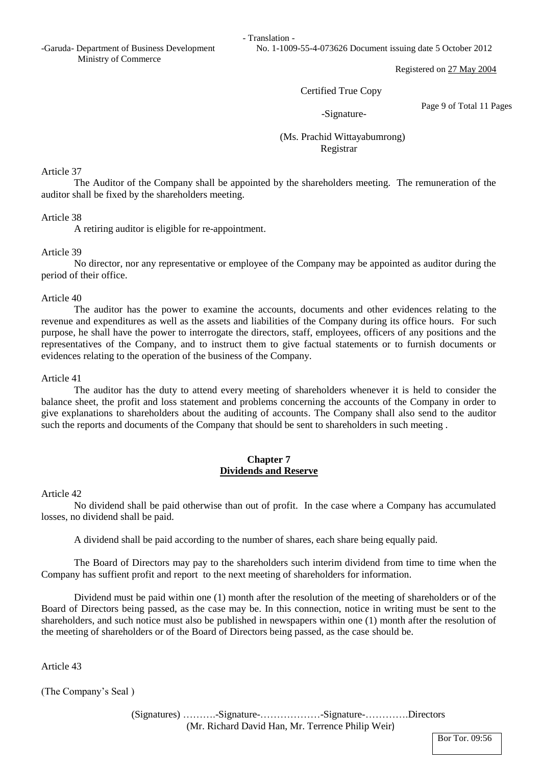- Translation -

-Garuda- Department of Business Development Ministry of Commerce

No. 1-1009-55-4-073626 Document issuing date 5 October 2012

Registered on 27 May 2004

Certified True Copy

-Signature-

(Ms. Prachid Wittayabumrong)
Registrar

Article 37

The Auditor of the Company shall be appointed by the shareholders meeting. The remuneration of the auditor shall be fixed by the shareholders meeting.

Article 38

A retiring auditor is eligible for re-appointment.

Article 39

No director, nor any representative or employee of the Company may be appointed as auditor during the period of their office.

Article 40

The auditor has the power to examine the accounts, documents and other evidences relating to the revenue and expenditures as well as the assets and liabilities of the Company during its office hours. For such purpose, he shall have the power to interrogate the directors, staff, employees, officers of any positions and the representatives of the Company, and to instruct them to give factual statements or to furnish documents or evidences relating to the operation of the business of the Company.

Article 41

The auditor has the duty to attend every meeting of shareholders whenever it is held to consider the balance sheet, the profit and loss statement and problems concerning the accounts of the Company in order to give explanations to shareholders about the auditing of accounts. The Company shall also send to the auditor such the reports and documents of the Company that should be sent to shareholders in such meeting .

## Chapter 7
## Dividends and Reserve

Article 42

No dividend shall be paid otherwise than out of profit. In the case where a Company has accumulated losses, no dividend shall be paid.

A dividend shall be paid according to the number of shares, each share being equally paid.

The Board of Directors may pay to the shareholders such interim dividend from time to time when the Company has suffient profit and report to the next meeting of shareholders for information.

Dividend must be paid within one (1) month after the resolution of the meeting of shareholders or of the Board of Directors being passed, as the case may be. In this connection, notice in writing must be sent to the shareholders, and such notice must also be published in newspapers within one (1) month after the resolution of the meeting of shareholders or of the Board of Directors being passed, as the case should be.

Article 43

(The Company's Seal )

(Signatures) ……….-Signature-………………-Signature-………….Directors
(Mr. Richard David Han, Mr. Terrence Philip Weir)

Bor Tor. 09:56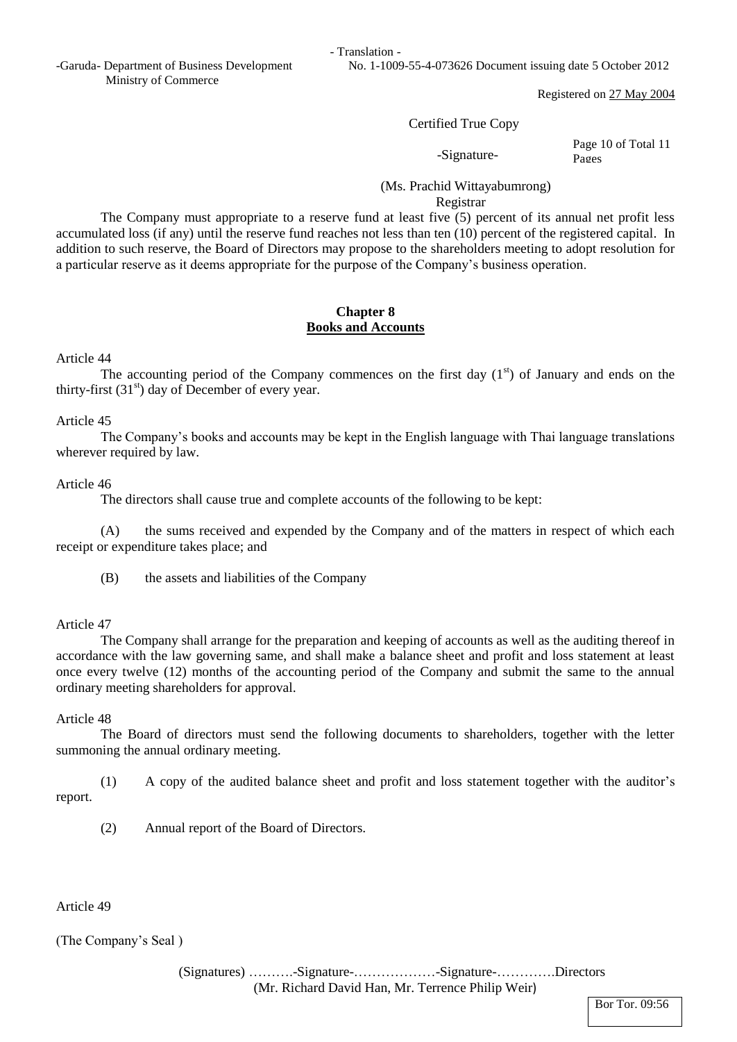- Translation -

-Garuda- Department of Business Development
Ministry of Commerce

No. 1-1009-55-4-073626 Document issuing date 5 October 2012

Registered on 27 May 2004

Certified True Copy

-Signature-

(Ms. Prachid Wittayabumrong)
Registrar

The Company must appropriate to a reserve fund at least five (5) percent of its annual net profit less accumulated loss (if any) until the reserve fund reaches not less than ten (10) percent of the registered capital. In addition to such reserve, the Board of Directors may propose to the shareholders meeting to adopt resolution for a particular reserve as it deems appropriate for the purpose of the Company's business operation.

## Chapter 8
## Books and Accounts

Article 44

The accounting period of the Company commences on the first day (1st) of January and ends on the thirty-first (31st) day of December of every year.

Article 45

The Company's books and accounts may be kept in the English language with Thai language translations wherever required by law.

Article 46

The directors shall cause true and complete accounts of the following to be kept:

(A) the sums received and expended by the Company and of the matters in respect of which each receipt or expenditure takes place; and

(B) the assets and liabilities of the Company

Article 47

The Company shall arrange for the preparation and keeping of accounts as well as the auditing thereof in accordance with the law governing same, and shall make a balance sheet and profit and loss statement at least once every twelve (12) months of the accounting period of the Company and submit the same to the annual ordinary meeting shareholders for approval.

Article 48

The Board of directors must send the following documents to shareholders, together with the letter summoning the annual ordinary meeting.

(1) A copy of the audited balance sheet and profit and loss statement together with the auditor's report.

(2) Annual report of the Board of Directors.

Article 49

(The Company's Seal )

(Signatures) ……….-Signature-………………-Signature-………….Directors
(Mr. Richard David Han, Mr. Terrence Philip Weir)

Bor Tor. 09:56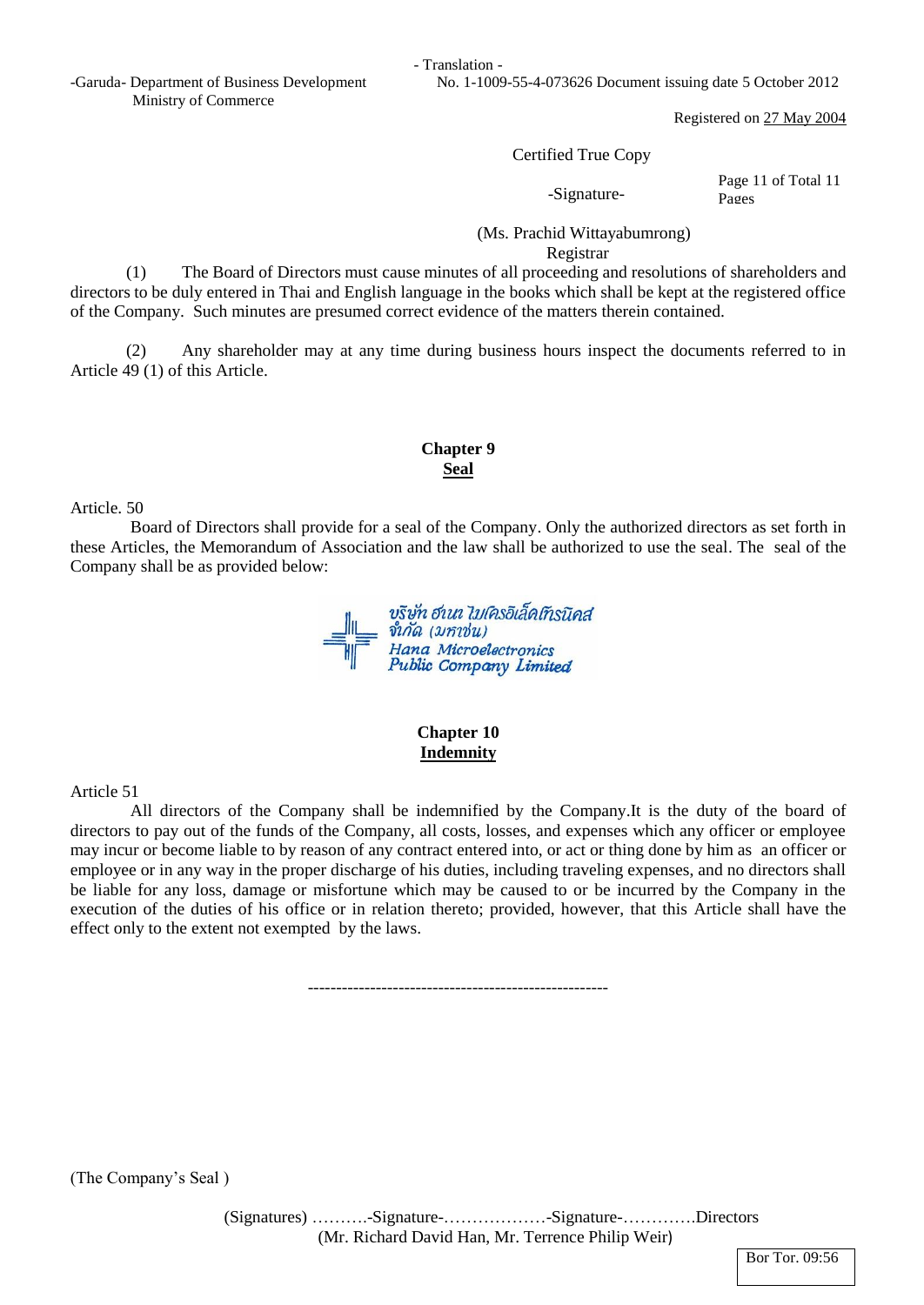- Translation -

-Garuda- Department of Business Development
Ministry of Commerce

No. 1-1009-55-4-073626 Document issuing date 5 October 2012

Registered on 27 May 2004

Certified True Copy

-Signature-

(Ms. Prachid Wittayabumrong)
Registrar

(1) The Board of Directors must cause minutes of all proceeding and resolutions of shareholders and directors to be duly entered in Thai and English language in the books which shall be kept at the registered office of the Company. Such minutes are presumed correct evidence of the matters therein contained.

(2) Any shareholder may at any time during business hours inspect the documents referred to in Article 49 (1) of this Article.

## Chapter 9
## Seal

Article. 50

Board of Directors shall provide for a seal of the Company. Only the authorized directors as set forth in these Articles, the Memorandum of Association and the law shall be authorized to use the seal. The seal of the Company shall be as provided below:

บริษัท ฮานา ไมโครอิเล็คโทรนิคส จำกัด (มหาชน)
Hana Microelectronics
Public Company Limited

## Chapter 10
## Indemnity

Article 51

All directors of the Company shall be indemnified by the Company.It is the duty of the board of directors to pay out of the funds of the Company, all costs, losses, and expenses which any officer or employee may incur or become liable to by reason of any contract entered into, or act or thing done by him as an officer or employee or in any way in the proper discharge of his duties, including traveling expenses, and no directors shall be liable for any loss, damage or misfortune which may be caused to or be incurred by the Company in the execution of the duties of his office or in relation thereto; provided, however, that this Article shall have the effect only to the extent not exempted by the laws.

-----------------------------------------------------

(The Company's Seal )

(Signatures) ……….-Signature-………………-Signature-………….Directors
(Mr. Richard David Han, Mr. Terrence Philip Weir)

Bor Tor. 09:56